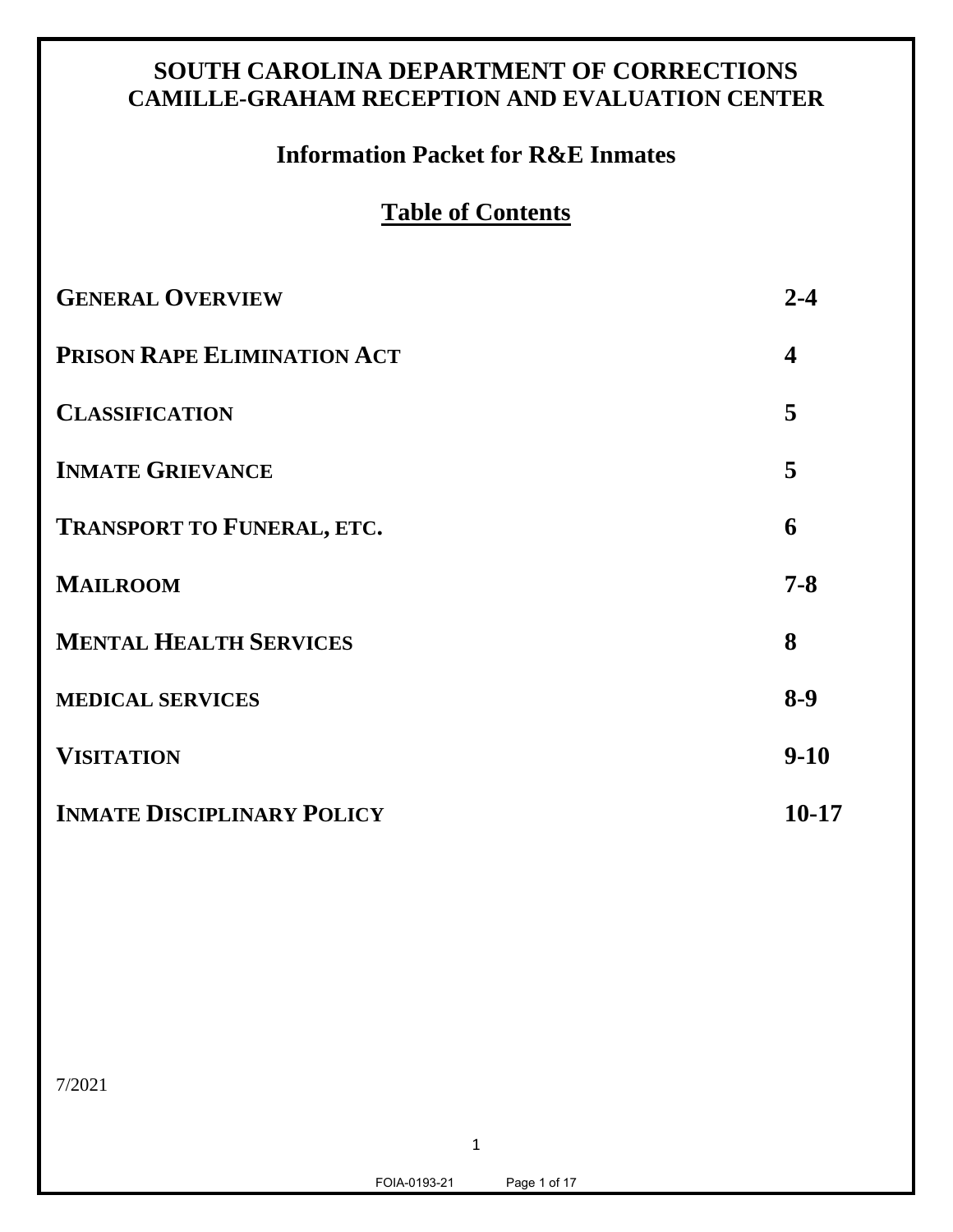# SOUTH CAROLINA DEPARTMENT OF CORRECTIONS
# CAMILLE-GRAHAM RECEPTION AND EVALUATION CENTER

## Information Packet for R&E Inmates

## Table of Contents

| | |
|---|---|
| **GENERAL OVERVIEW** | **2-4** |
| **PRISON RAPE ELIMINATION ACT** | **4** |
| **CLASSIFICATION** | **5** |
| **INMATE GRIEVANCE** | **5** |
| **TRANSPORT TO FUNERAL, ETC.** | **6** |
| **MAILROOM** | **7-8** |
| **MENTAL HEALTH SERVICES** | **8** |
| **MEDICAL SERVICES** | **8-9** |
| **VISITATION** | **9-10** |
| **INMATE DISCIPLINARY POLICY** | **10-17** |

7/2021

FOIA-0193-21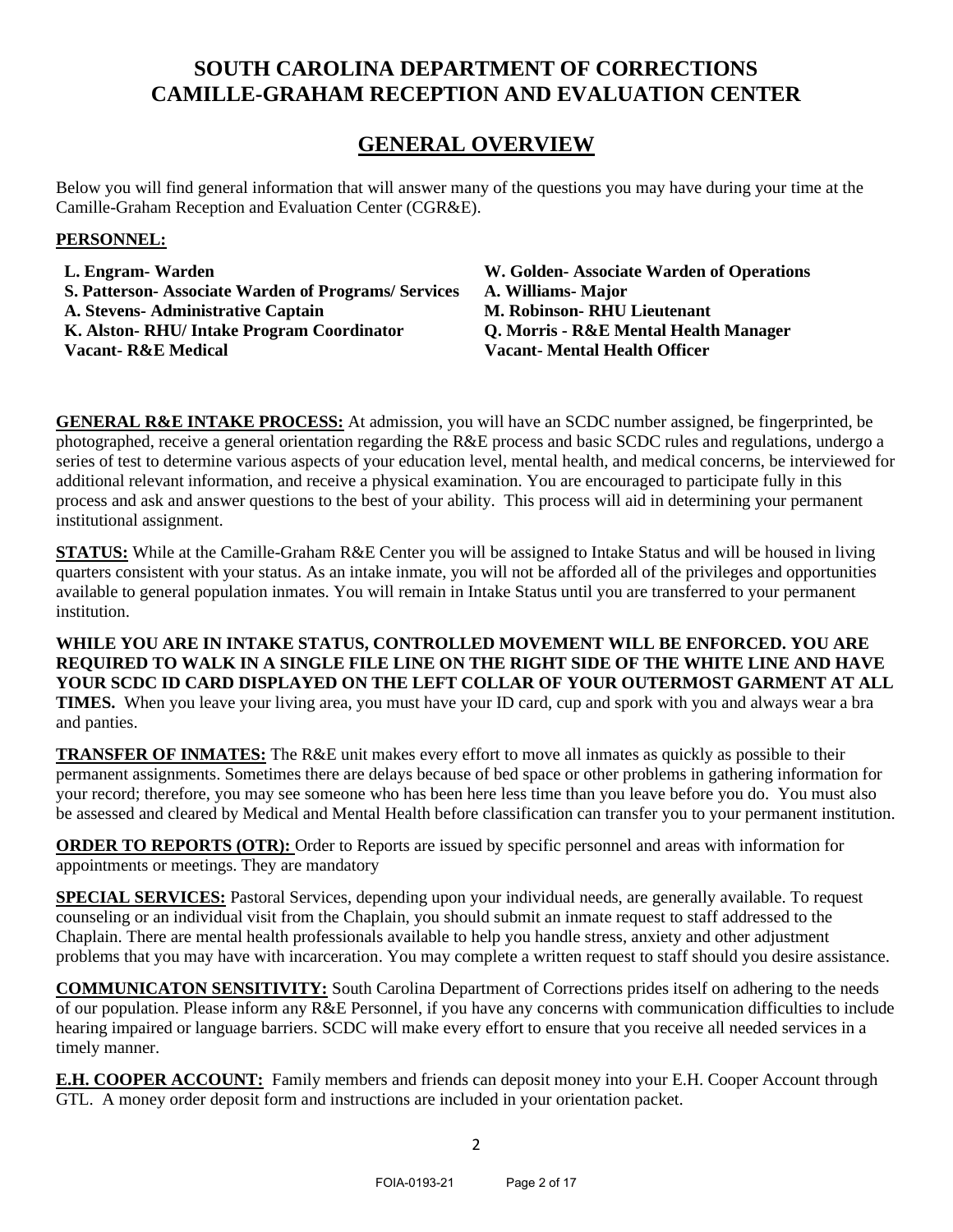# SOUTH CAROLINA DEPARTMENT OF CORRECTIONS
# CAMILLE-GRAHAM RECEPTION AND EVALUATION CENTER

## GENERAL OVERVIEW

Below you will find general information that will answer many of the questions you may have during your time at the Camille-Graham Reception and Evaluation Center (CGR&E).

**PERSONNEL:**

**L. Engram- Warden**
**S. Patterson- Associate Warden of Programs/ Services**
**A. Stevens- Administrative Captain**
**K. Alston- RHU/ Intake Program Coordinator**
**Vacant- R&E Medical**
**W. Golden- Associate Warden of Operations**
**A. Williams- Major**
**M. Robinson- RHU Lieutenant**
**Q. Morris - R&E Mental Health Manager**
**Vacant- Mental Health Officer**

**GENERAL R&E INTAKE PROCESS:** At admission, you will have an SCDC number assigned, be fingerprinted, be photographed, receive a general orientation regarding the R&E process and basic SCDC rules and regulations, undergo a series of test to determine various aspects of your education level, mental health, and medical concerns, be interviewed for additional relevant information, and receive a physical examination. You are encouraged to participate fully in this process and ask and answer questions to the best of your ability. This process will aid in determining your permanent institutional assignment.

**STATUS:** While at the Camille-Graham R&E Center you will be assigned to Intake Status and will be housed in living quarters consistent with your status. As an intake inmate, you will not be afforded all of the privileges and opportunities available to general population inmates. You will remain in Intake Status until you are transferred to your permanent institution.

**WHILE YOU ARE IN INTAKE STATUS, CONTROLLED MOVEMENT WILL BE ENFORCED. YOU ARE REQUIRED TO WALK IN A SINGLE FILE LINE ON THE RIGHT SIDE OF THE WHITE LINE AND HAVE YOUR SCDC ID CARD DISPLAYED ON THE LEFT COLLAR OF YOUR OUTERMOST GARMENT AT ALL TIMES.** When you leave your living area, you must have your ID card, cup and spork with you and always wear a bra and panties.

**TRANSFER OF INMATES:** The R&E unit makes every effort to move all inmates as quickly as possible to their permanent assignments. Sometimes there are delays because of bed space or other problems in gathering information for your record; therefore, you may see someone who has been here less time than you leave before you do. You must also be assessed and cleared by Medical and Mental Health before classification can transfer you to your permanent institution.

**ORDER TO REPORTS (OTR):** Order to Reports are issued by specific personnel and areas with information for appointments or meetings. They are mandatory

**SPECIAL SERVICES:** Pastoral Services, depending upon your individual needs, are generally available. To request counseling or an individual visit from the Chaplain, you should submit an inmate request to staff addressed to the Chaplain. There are mental health professionals available to help you handle stress, anxiety and other adjustment problems that you may have with incarceration. You may complete a written request to staff should you desire assistance.

**COMMUNICATON SENSITIVITY:** South Carolina Department of Corrections prides itself on adhering to the needs of our population. Please inform any R&E Personnel, if you have any concerns with communication difficulties to include hearing impaired or language barriers. SCDC will make every effort to ensure that you receive all needed services in a timely manner.

**E.H. COOPER ACCOUNT:** Family members and friends can deposit money into your E.H. Cooper Account through GTL. A money order deposit form and instructions are included in your orientation packet.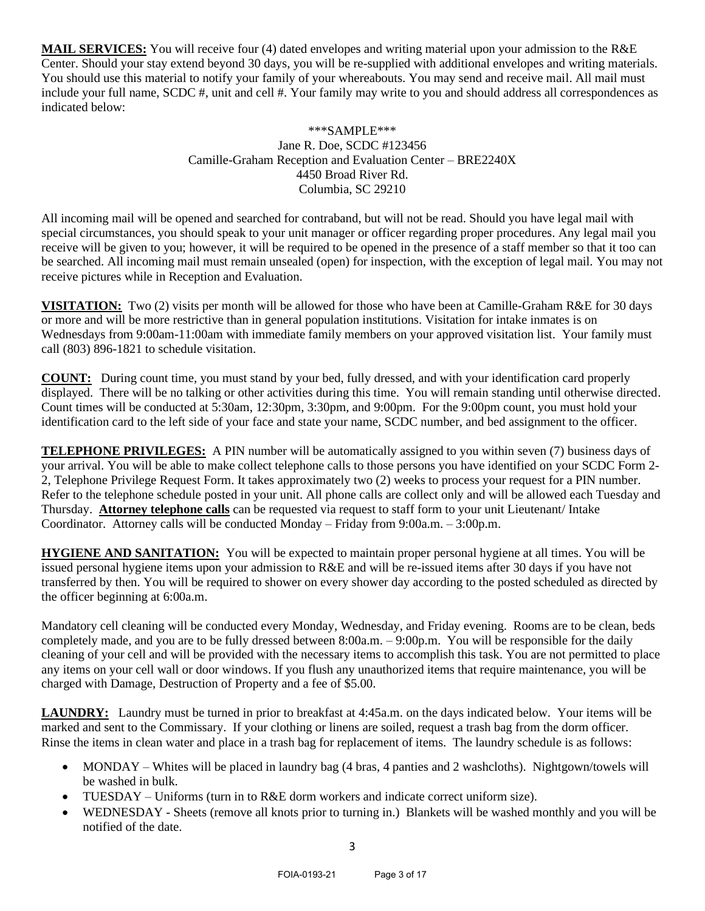**MAIL SERVICES:** You will receive four (4) dated envelopes and writing material upon your admission to the R&E Center. Should your stay extend beyond 30 days, you will be re-supplied with additional envelopes and writing materials. You should use this material to notify your family of your whereabouts. You may send and receive mail. All mail must include your full name, SCDC #, unit and cell #. Your family may write to you and should address all correspondences as indicated below:

***SAMPLE***
Jane R. Doe, SCDC #123456
Camille-Graham Reception and Evaluation Center – BRE2240X
4450 Broad River Rd.
Columbia, SC 29210

All incoming mail will be opened and searched for contraband, but will not be read. Should you have legal mail with special circumstances, you should speak to your unit manager or officer regarding proper procedures. Any legal mail you receive will be given to you; however, it will be required to be opened in the presence of a staff member so that it too can be searched. All incoming mail must remain unsealed (open) for inspection, with the exception of legal mail. You may not receive pictures while in Reception and Evaluation.

**VISITATION:** Two (2) visits per month will be allowed for those who have been at Camille-Graham R&E for 30 days or more and will be more restrictive than in general population institutions. Visitation for intake inmates is on Wednesdays from 9:00am-11:00am with immediate family members on your approved visitation list. Your family must call (803) 896-1821 to schedule visitation.

**COUNT:** During count time, you must stand by your bed, fully dressed, and with your identification card properly displayed. There will be no talking or other activities during this time. You will remain standing until otherwise directed. Count times will be conducted at 5:30am, 12:30pm, 3:30pm, and 9:00pm. For the 9:00pm count, you must hold your identification card to the left side of your face and state your name, SCDC number, and bed assignment to the officer.

**TELEPHONE PRIVILEGES:** A PIN number will be automatically assigned to you within seven (7) business days of your arrival. You will be able to make collect telephone calls to those persons you have identified on your SCDC Form 2-2, Telephone Privilege Request Form. It takes approximately two (2) weeks to process your request for a PIN number. Refer to the telephone schedule posted in your unit. All phone calls are collect only and will be allowed each Tuesday and Thursday. **Attorney telephone calls** can be requested via request to staff form to your unit Lieutenant/ Intake Coordinator. Attorney calls will be conducted Monday – Friday from 9:00a.m. – 3:00p.m.

**HYGIENE AND SANITATION:** You will be expected to maintain proper personal hygiene at all times. You will be issued personal hygiene items upon your admission to R&E and will be re-issued items after 30 days if you have not transferred by then. You will be required to shower on every shower day according to the posted scheduled as directed by the officer beginning at 6:00a.m.

Mandatory cell cleaning will be conducted every Monday, Wednesday, and Friday evening. Rooms are to be clean, beds completely made, and you are to be fully dressed between 8:00a.m. – 9:00p.m. You will be responsible for the daily cleaning of your cell and will be provided with the necessary items to accomplish this task. You are not permitted to place any items on your cell wall or door windows. If you flush any unauthorized items that require maintenance, you will be charged with Damage, Destruction of Property and a fee of $5.00.

**LAUNDRY:** Laundry must be turned in prior to breakfast at 4:45a.m. on the days indicated below. Your items will be marked and sent to the Commissary. If your clothing or linens are soiled, request a trash bag from the dorm officer. Rinse the items in clean water and place in a trash bag for replacement of items. The laundry schedule is as follows:

- MONDAY – Whites will be placed in laundry bag (4 bras, 4 panties and 2 washcloths). Nightgown/towels will be washed in bulk.
- TUESDAY – Uniforms (turn in to R&E dorm workers and indicate correct uniform size).
- WEDNESDAY - Sheets (remove all knots prior to turning in.) Blankets will be washed monthly and you will be notified of the date.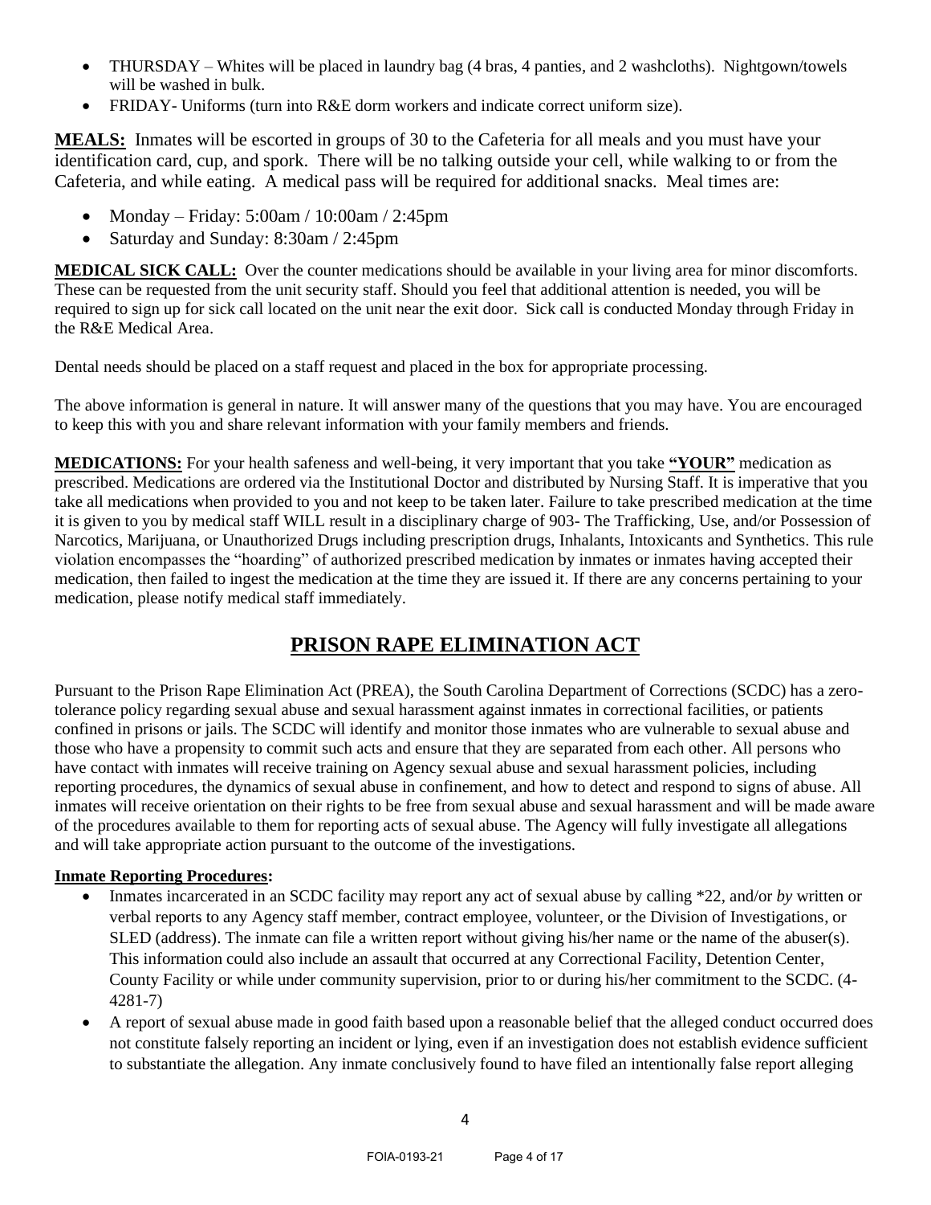- THURSDAY – Whites will be placed in laundry bag (4 bras, 4 panties, and 2 washcloths). Nightgown/towels will be washed in bulk.
- FRIDAY- Uniforms (turn into R&E dorm workers and indicate correct uniform size).

**MEALS:** Inmates will be escorted in groups of 30 to the Cafeteria for all meals and you must have your identification card, cup, and spork. There will be no talking outside your cell, while walking to or from the Cafeteria, and while eating. A medical pass will be required for additional snacks. Meal times are:

- Monday – Friday: 5:00am / 10:00am / 2:45pm
- Saturday and Sunday: 8:30am / 2:45pm

**MEDICAL SICK CALL:** Over the counter medications should be available in your living area for minor discomforts. These can be requested from the unit security staff. Should you feel that additional attention is needed, you will be required to sign up for sick call located on the unit near the exit door. Sick call is conducted Monday through Friday in the R&E Medical Area.

Dental needs should be placed on a staff request and placed in the box for appropriate processing.

The above information is general in nature. It will answer many of the questions that you may have. You are encouraged to keep this with you and share relevant information with your family members and friends.

**MEDICATIONS:** For your health safeness and well-being, it very important that you take **"YOUR"** medication as prescribed. Medications are ordered via the Institutional Doctor and distributed by Nursing Staff. It is imperative that you take all medications when provided to you and not keep to be taken later. Failure to take prescribed medication at the time it is given to you by medical staff WILL result in a disciplinary charge of 903- The Trafficking, Use, and/or Possession of Narcotics, Marijuana, or Unauthorized Drugs including prescription drugs, Inhalants, Intoxicants and Synthetics. This rule violation encompasses the "hoarding" of authorized prescribed medication by inmates or inmates having accepted their medication, then failed to ingest the medication at the time they are issued it. If there are any concerns pertaining to your medication, please notify medical staff immediately.

## PRISON RAPE ELIMINATION ACT

Pursuant to the Prison Rape Elimination Act (PREA), the South Carolina Department of Corrections (SCDC) has a zero-tolerance policy regarding sexual abuse and sexual harassment against inmates in correctional facilities, or patients confined in prisons or jails. The SCDC will identify and monitor those inmates who are vulnerable to sexual abuse and those who have a propensity to commit such acts and ensure that they are separated from each other. All persons who have contact with inmates will receive training on Agency sexual abuse and sexual harassment policies, including reporting procedures, the dynamics of sexual abuse in confinement, and how to detect and respond to signs of abuse. All inmates will receive orientation on their rights to be free from sexual abuse and sexual harassment and will be made aware of the procedures available to them for reporting acts of sexual abuse. The Agency will fully investigate all allegations and will take appropriate action pursuant to the outcome of the investigations.

**Inmate Reporting Procedures:**

- Inmates incarcerated in an SCDC facility may report any act of sexual abuse by calling *22, and/or *by* written or verbal reports to any Agency staff member, contract employee, volunteer, or the Division of Investigations, or SLED (address). The inmate can file a written report without giving his/her name or the name of the abuser(s). This information could also include an assault that occurred at any Correctional Facility, Detention Center, County Facility or while under community supervision, prior to or during his/her commitment to the SCDC. (4-4281-7)
- A report of sexual abuse made in good faith based upon a reasonable belief that the alleged conduct occurred does not constitute falsely reporting an incident or lying, even if an investigation does not establish evidence sufficient to substantiate the allegation. Any inmate conclusively found to have filed an intentionally false report alleging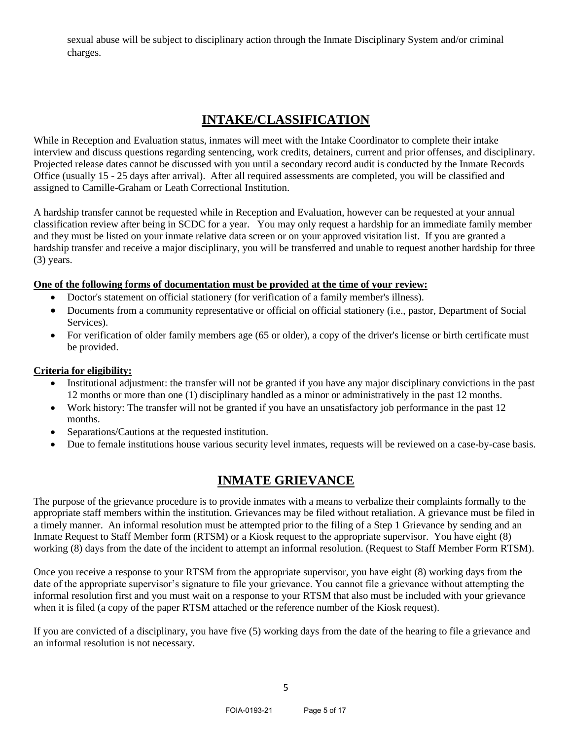sexual abuse will be subject to disciplinary action through the Inmate Disciplinary System and/or criminal charges.

## INTAKE/CLASSIFICATION

While in Reception and Evaluation status, inmates will meet with the Intake Coordinator to complete their intake interview and discuss questions regarding sentencing, work credits, detainers, current and prior offenses, and disciplinary. Projected release dates cannot be discussed with you until a secondary record audit is conducted by the Inmate Records Office (usually 15 - 25 days after arrival). After all required assessments are completed, you will be classified and assigned to Camille-Graham or Leath Correctional Institution.

A hardship transfer cannot be requested while in Reception and Evaluation, however can be requested at your annual classification review after being in SCDC for a year. You may only request a hardship for an immediate family member and they must be listed on your inmate relative data screen or on your approved visitation list. If you are granted a hardship transfer and receive a major disciplinary, you will be transferred and unable to request another hardship for three (3) years.

**One of the following forms of documentation must be provided at the time of your review:**

- Doctor's statement on official stationery (for verification of a family member's illness).
- Documents from a community representative or official on official stationery (i.e., pastor, Department of Social Services).
- For verification of older family members age (65 or older), a copy of the driver's license or birth certificate must be provided.

**Criteria for eligibility:**

- Institutional adjustment: the transfer will not be granted if you have any major disciplinary convictions in the past 12 months or more than one (1) disciplinary handled as a minor or administratively in the past 12 months.
- Work history: The transfer will not be granted if you have an unsatisfactory job performance in the past 12 months.
- Separations/Cautions at the requested institution.
- Due to female institutions house various security level inmates, requests will be reviewed on a case-by-case basis.

## INMATE GRIEVANCE

The purpose of the grievance procedure is to provide inmates with a means to verbalize their complaints formally to the appropriate staff members within the institution. Grievances may be filed without retaliation. A grievance must be filed in a timely manner. An informal resolution must be attempted prior to the filing of a Step 1 Grievance by sending and an Inmate Request to Staff Member form (RTSM) or a Kiosk request to the appropriate supervisor. You have eight (8) working (8) days from the date of the incident to attempt an informal resolution. (Request to Staff Member Form RTSM).

Once you receive a response to your RTSM from the appropriate supervisor, you have eight (8) working days from the date of the appropriate supervisor's signature to file your grievance. You cannot file a grievance without attempting the informal resolution first and you must wait on a response to your RTSM that also must be included with your grievance when it is filed (a copy of the paper RTSM attached or the reference number of the Kiosk request).

If you are convicted of a disciplinary, you have five (5) working days from the date of the hearing to file a grievance and an informal resolution is not necessary.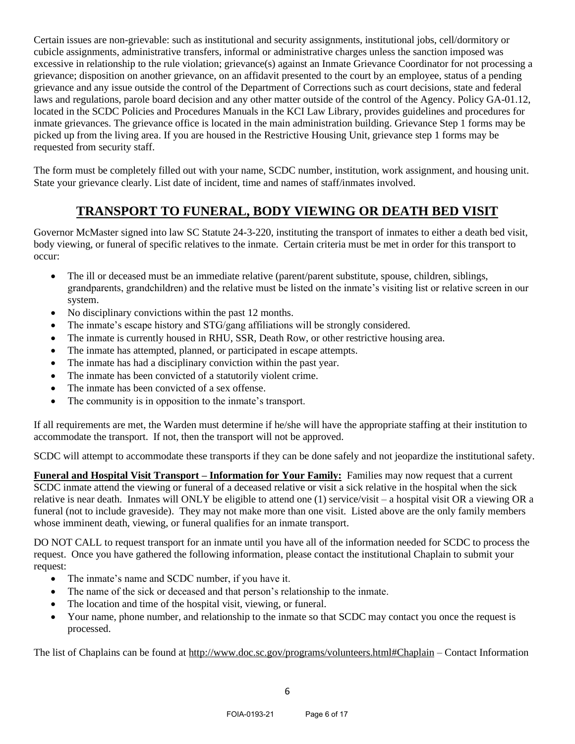Certain issues are non-grievable: such as institutional and security assignments, institutional jobs, cell/dormitory or cubicle assignments, administrative transfers, informal or administrative charges unless the sanction imposed was excessive in relationship to the rule violation; grievance(s) against an Inmate Grievance Coordinator for not processing a grievance; disposition on another grievance, on an affidavit presented to the court by an employee, status of a pending grievance and any issue outside the control of the Department of Corrections such as court decisions, state and federal laws and regulations, parole board decision and any other matter outside of the control of the Agency. Policy GA-01.12, located in the SCDC Policies and Procedures Manuals in the KCI Law Library, provides guidelines and procedures for inmate grievances. The grievance office is located in the main administration building. Grievance Step 1 forms may be picked up from the living area. If you are housed in the Restrictive Housing Unit, grievance step 1 forms may be requested from security staff.

The form must be completely filled out with your name, SCDC number, institution, work assignment, and housing unit. State your grievance clearly. List date of incident, time and names of staff/inmates involved.

## TRANSPORT TO FUNERAL, BODY VIEWING OR DEATH BED VISIT

Governor McMaster signed into law SC Statute 24-3-220, instituting the transport of inmates to either a death bed visit, body viewing, or funeral of specific relatives to the inmate. Certain criteria must be met in order for this transport to occur:

- The ill or deceased must be an immediate relative (parent/parent substitute, spouse, children, siblings, grandparents, grandchildren) and the relative must be listed on the inmate's visiting list or relative screen in our system.
- No disciplinary convictions within the past 12 months.
- The inmate's escape history and STG/gang affiliations will be strongly considered.
- The inmate is currently housed in RHU, SSR, Death Row, or other restrictive housing area.
- The inmate has attempted, planned, or participated in escape attempts.
- The inmate has had a disciplinary conviction within the past year.
- The inmate has been convicted of a statutorily violent crime.
- The inmate has been convicted of a sex offense.
- The community is in opposition to the inmate's transport.

If all requirements are met, the Warden must determine if he/she will have the appropriate staffing at their institution to accommodate the transport. If not, then the transport will not be approved.

SCDC will attempt to accommodate these transports if they can be done safely and not jeopardize the institutional safety.

**Funeral and Hospital Visit Transport – Information for Your Family:** Families may now request that a current SCDC inmate attend the viewing or funeral of a deceased relative or visit a sick relative in the hospital when the sick relative is near death. Inmates will ONLY be eligible to attend one (1) service/visit – a hospital visit OR a viewing OR a funeral (not to include graveside). They may not make more than one visit. Listed above are the only family members whose imminent death, viewing, or funeral qualifies for an inmate transport.

DO NOT CALL to request transport for an inmate until you have all of the information needed for SCDC to process the request. Once you have gathered the following information, please contact the institutional Chaplain to submit your request:

- The inmate's name and SCDC number, if you have it.
- The name of the sick or deceased and that person's relationship to the inmate.
- The location and time of the hospital visit, viewing, or funeral.
- Your name, phone number, and relationship to the inmate so that SCDC may contact you once the request is processed.

The list of Chaplains can be found at http://www.doc.sc.gov/programs/volunteers.html#Chaplain – Contact Information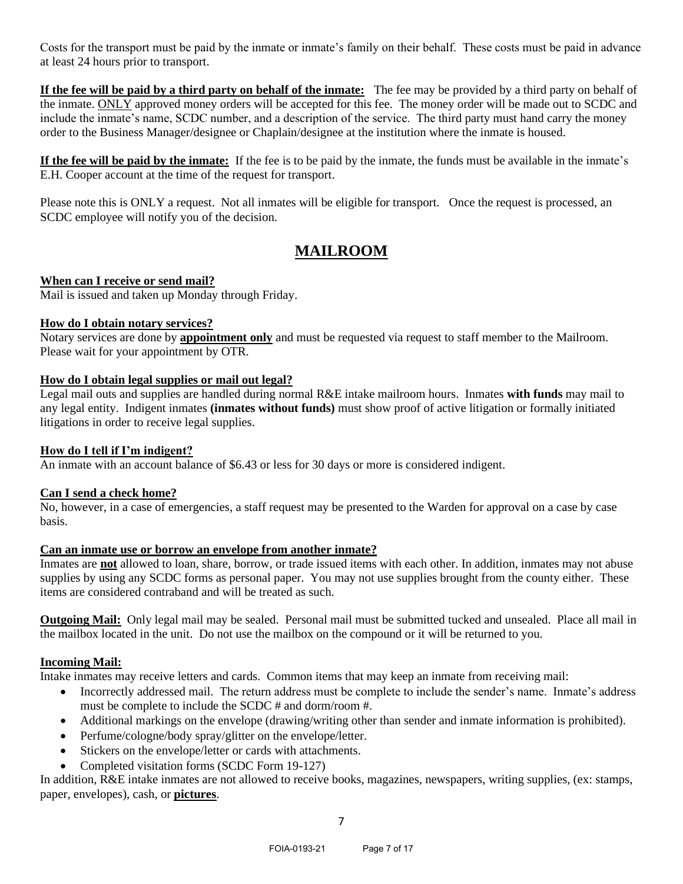Costs for the transport must be paid by the inmate or inmate's family on their behalf. These costs must be paid in advance at least 24 hours prior to transport.

**If the fee will be paid by a third party on behalf of the inmate:** The fee may be provided by a third party on behalf of the inmate. ONLY approved money orders will be accepted for this fee. The money order will be made out to SCDC and include the inmate's name, SCDC number, and a description of the service. The third party must hand carry the money order to the Business Manager/designee or Chaplain/designee at the institution where the inmate is housed.

**If the fee will be paid by the inmate:** If the fee is to be paid by the inmate, the funds must be available in the inmate's E.H. Cooper account at the time of the request for transport.

Please note this is ONLY a request. Not all inmates will be eligible for transport. Once the request is processed, an SCDC employee will notify you of the decision.

# MAILROOM

**When can I receive or send mail?**
Mail is issued and taken up Monday through Friday.

**How do I obtain notary services?**
Notary services are done by **appointment only** and must be requested via request to staff member to the Mailroom. Please wait for your appointment by OTR.

**How do I obtain legal supplies or mail out legal?**
Legal mail outs and supplies are handled during normal R&E intake mailroom hours. Inmates **with funds** may mail to any legal entity. Indigent inmates **(inmates without funds)** must show proof of active litigation or formally initiated litigations in order to receive legal supplies.

**How do I tell if I'm indigent?**
An inmate with an account balance of $6.43 or less for 30 days or more is considered indigent.

**Can I send a check home?**
No, however, in a case of emergencies, a staff request may be presented to the Warden for approval on a case by case basis.

**Can an inmate use or borrow an envelope from another inmate?**
Inmates are **not** allowed to loan, share, borrow, or trade issued items with each other. In addition, inmates may not abuse supplies by using any SCDC forms as personal paper. You may not use supplies brought from the county either. These items are considered contraband and will be treated as such.

**Outgoing Mail:** Only legal mail may be sealed. Personal mail must be submitted tucked and unsealed. Place all mail in the mailbox located in the unit. Do not use the mailbox on the compound or it will be returned to you.

**Incoming Mail:**
Intake inmates may receive letters and cards. Common items that may keep an inmate from receiving mail:

- Incorrectly addressed mail. The return address must be complete to include the sender's name. Inmate's address must be complete to include the SCDC # and dorm/room #.
- Additional markings on the envelope (drawing/writing other than sender and inmate information is prohibited).
- Perfume/cologne/body spray/glitter on the envelope/letter.
- Stickers on the envelope/letter or cards with attachments.
- Completed visitation forms (SCDC Form 19-127)

In addition, R&E intake inmates are not allowed to receive books, magazines, newspapers, writing supplies, (ex: stamps, paper, envelopes), cash, or **pictures**.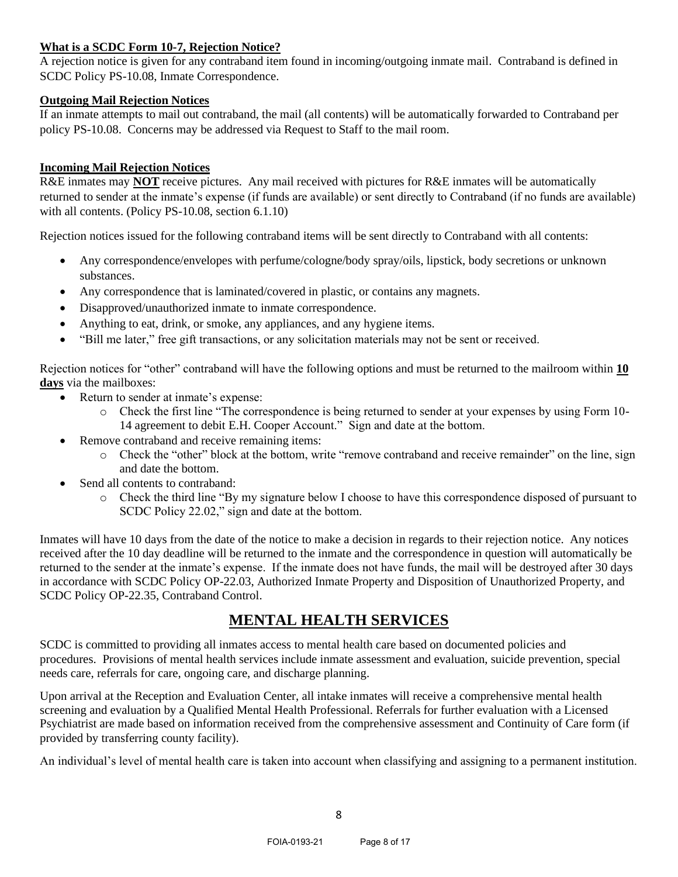**What is a SCDC Form 10-7, Rejection Notice?**

A rejection notice is given for any contraband item found in incoming/outgoing inmate mail. Contraband is defined in SCDC Policy PS-10.08, Inmate Correspondence.

**Outgoing Mail Rejection Notices**

If an inmate attempts to mail out contraband, the mail (all contents) will be automatically forwarded to Contraband per policy PS-10.08. Concerns may be addressed via Request to Staff to the mail room.

**Incoming Mail Rejection Notices**

R&E inmates may **NOT** receive pictures. Any mail received with pictures for R&E inmates will be automatically returned to sender at the inmate's expense (if funds are available) or sent directly to Contraband (if no funds are available) with all contents. (Policy PS-10.08, section 6.1.10)

Rejection notices issued for the following contraband items will be sent directly to Contraband with all contents:

- Any correspondence/envelopes with perfume/cologne/body spray/oils, lipstick, body secretions or unknown substances.
- Any correspondence that is laminated/covered in plastic, or contains any magnets.
- Disapproved/unauthorized inmate to inmate correspondence.
- Anything to eat, drink, or smoke, any appliances, and any hygiene items.
- "Bill me later," free gift transactions, or any solicitation materials may not be sent or received.

Rejection notices for "other" contraband will have the following options and must be returned to the mailroom within **10 days** via the mailboxes:

- Return to sender at inmate's expense:
  - Check the first line "The correspondence is being returned to sender at your expenses by using Form 10-14 agreement to debit E.H. Cooper Account." Sign and date at the bottom.
- Remove contraband and receive remaining items:
  - Check the "other" block at the bottom, write "remove contraband and receive remainder" on the line, sign and date the bottom.
- Send all contents to contraband:
  - Check the third line "By my signature below I choose to have this correspondence disposed of pursuant to SCDC Policy 22.02," sign and date at the bottom.

Inmates will have 10 days from the date of the notice to make a decision in regards to their rejection notice. Any notices received after the 10 day deadline will be returned to the inmate and the correspondence in question will automatically be returned to the sender at the inmate's expense. If the inmate does not have funds, the mail will be destroyed after 30 days in accordance with SCDC Policy OP-22.03, Authorized Inmate Property and Disposition of Unauthorized Property, and SCDC Policy OP-22.35, Contraband Control.

# MENTAL HEALTH SERVICES

SCDC is committed to providing all inmates access to mental health care based on documented policies and procedures. Provisions of mental health services include inmate assessment and evaluation, suicide prevention, special needs care, referrals for care, ongoing care, and discharge planning.

Upon arrival at the Reception and Evaluation Center, all intake inmates will receive a comprehensive mental health screening and evaluation by a Qualified Mental Health Professional. Referrals for further evaluation with a Licensed Psychiatrist are made based on information received from the comprehensive assessment and Continuity of Care form (if provided by transferring county facility).

An individual's level of mental health care is taken into account when classifying and assigning to a permanent institution.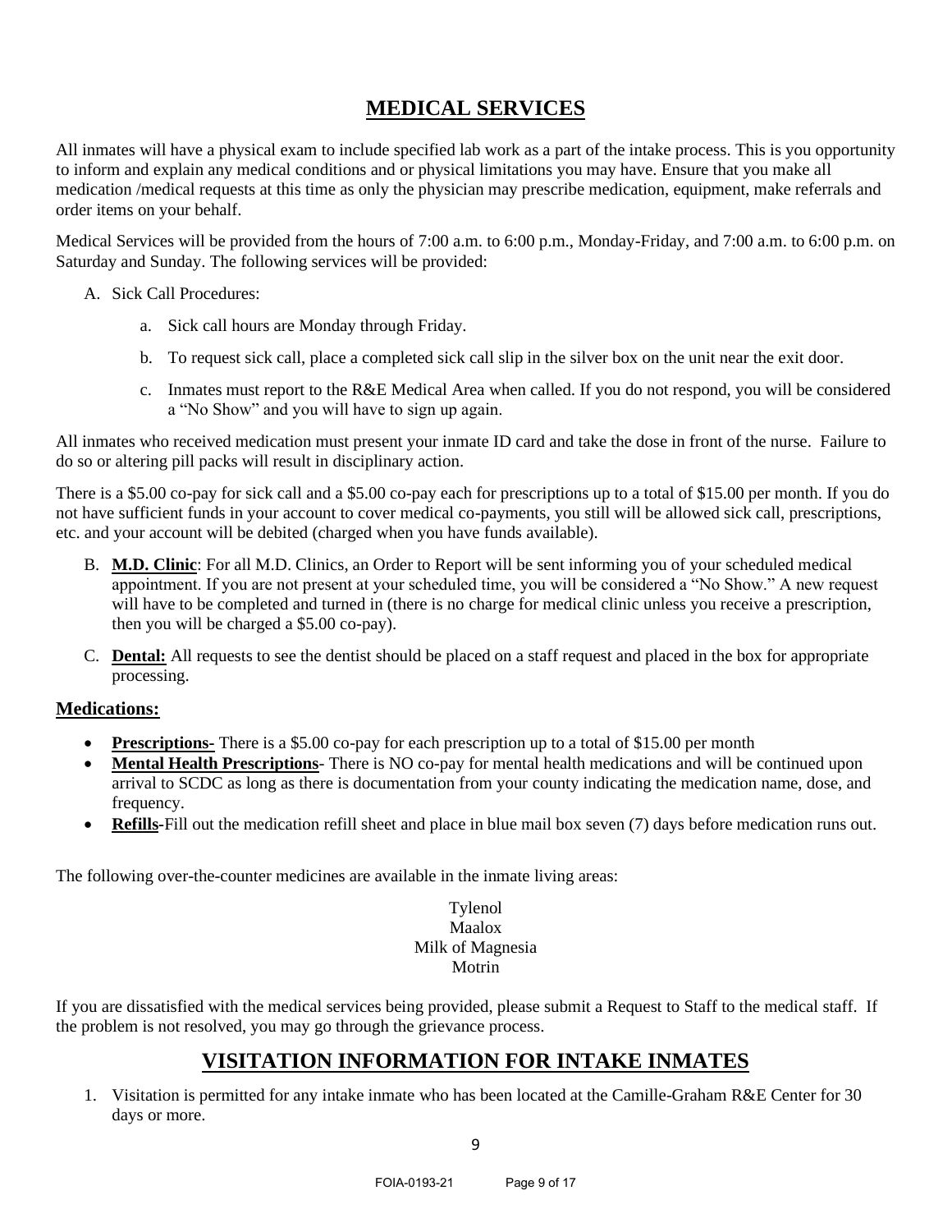# MEDICAL SERVICES

All inmates will have a physical exam to include specified lab work as a part of the intake process. This is you opportunity to inform and explain any medical conditions and or physical limitations you may have. Ensure that you make all medication /medical requests at this time as only the physician may prescribe medication, equipment, make referrals and order items on your behalf.

Medical Services will be provided from the hours of 7:00 a.m. to 6:00 p.m., Monday-Friday, and 7:00 a.m. to 6:00 p.m. on Saturday and Sunday. The following services will be provided:

A. Sick Call Procedures:

    a. Sick call hours are Monday through Friday.

    b. To request sick call, place a completed sick call slip in the silver box on the unit near the exit door.

    c. Inmates must report to the R&E Medical Area when called. If you do not respond, you will be considered a "No Show" and you will have to sign up again.

All inmates who received medication must present your inmate ID card and take the dose in front of the nurse. Failure to do so or altering pill packs will result in disciplinary action.

There is a $5.00 co-pay for sick call and a $5.00 co-pay each for prescriptions up to a total of $15.00 per month. If you do not have sufficient funds in your account to cover medical co-payments, you still will be allowed sick call, prescriptions, etc. and your account will be debited (charged when you have funds available).

B. **M.D. Clinic**: For all M.D. Clinics, an Order to Report will be sent informing you of your scheduled medical appointment. If you are not present at your scheduled time, you will be considered a "No Show." A new request will have to be completed and turned in (there is no charge for medical clinic unless you receive a prescription, then you will be charged a $5.00 co-pay).

C. **Dental:** All requests to see the dentist should be placed on a staff request and placed in the box for appropriate processing.

## Medications:

- **Prescriptions**- There is a $5.00 co-pay for each prescription up to a total of $15.00 per month
- **Mental Health Prescriptions**- There is NO co-pay for mental health medications and will be continued upon arrival to SCDC as long as there is documentation from your county indicating the medication name, dose, and frequency.
- **Refills**-Fill out the medication refill sheet and place in blue mail box seven (7) days before medication runs out.

The following over-the-counter medicines are available in the inmate living areas:

Tylenol
Maalox
Milk of Magnesia
Motrin

If you are dissatisfied with the medical services being provided, please submit a Request to Staff to the medical staff. If the problem is not resolved, you may go through the grievance process.

# VISITATION INFORMATION FOR INTAKE INMATES

1. Visitation is permitted for any intake inmate who has been located at the Camille-Graham R&E Center for 30 days or more.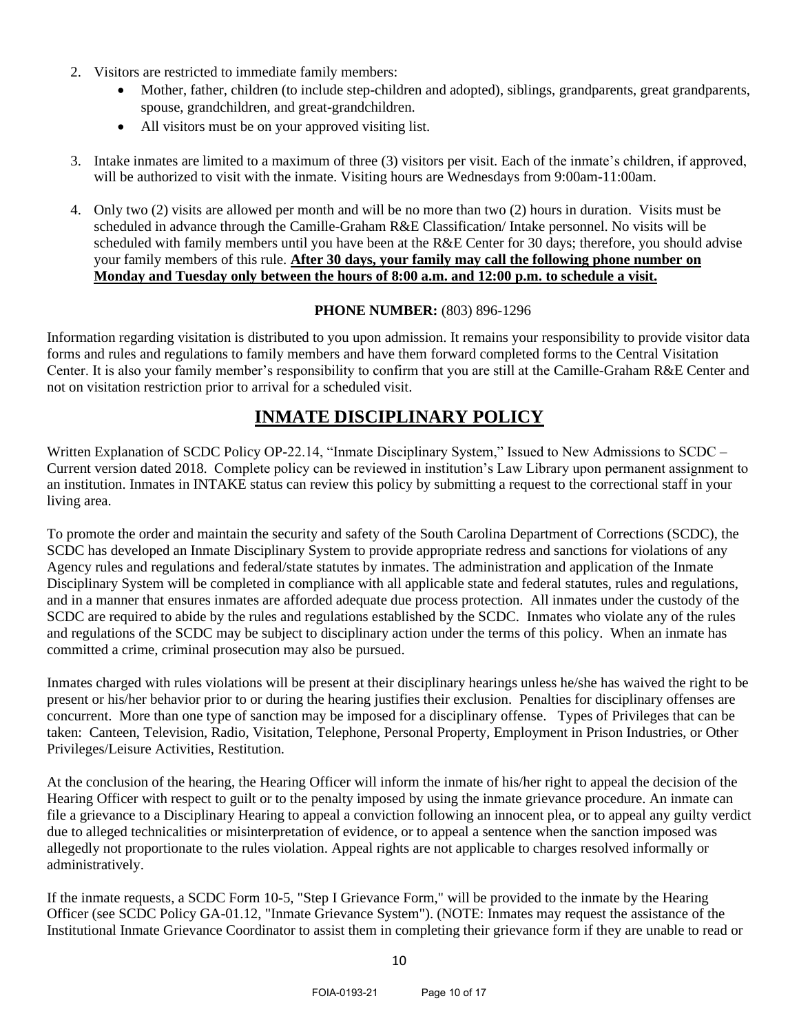2. Visitors are restricted to immediate family members:
    - Mother, father, children (to include step-children and adopted), siblings, grandparents, great grandparents, spouse, grandchildren, and great-grandchildren.
    - All visitors must be on your approved visiting list.

3. Intake inmates are limited to a maximum of three (3) visitors per visit. Each of the inmate's children, if approved, will be authorized to visit with the inmate. Visiting hours are Wednesdays from 9:00am-11:00am.

4. Only two (2) visits are allowed per month and will be no more than two (2) hours in duration. Visits must be scheduled in advance through the Camille-Graham R&E Classification/ Intake personnel. No visits will be scheduled with family members until you have been at the R&E Center for 30 days; therefore, you should advise your family members of this rule. **After 30 days, your family may call the following phone number on Monday and Tuesday only between the hours of 8:00 a.m. and 12:00 p.m. to schedule a visit.**

**PHONE NUMBER:** (803) 896-1296

Information regarding visitation is distributed to you upon admission. It remains your responsibility to provide visitor data forms and rules and regulations to family members and have them forward completed forms to the Central Visitation Center. It is also your family member's responsibility to confirm that you are still at the Camille-Graham R&E Center and not on visitation restriction prior to arrival for a scheduled visit.

# INMATE DISCIPLINARY POLICY

Written Explanation of SCDC Policy OP-22.14, "Inmate Disciplinary System," Issued to New Admissions to SCDC – Current version dated 2018. Complete policy can be reviewed in institution's Law Library upon permanent assignment to an institution. Inmates in INTAKE status can review this policy by submitting a request to the correctional staff in your living area.

To promote the order and maintain the security and safety of the South Carolina Department of Corrections (SCDC), the SCDC has developed an Inmate Disciplinary System to provide appropriate redress and sanctions for violations of any Agency rules and regulations and federal/state statutes by inmates. The administration and application of the Inmate Disciplinary System will be completed in compliance with all applicable state and federal statutes, rules and regulations, and in a manner that ensures inmates are afforded adequate due process protection. All inmates under the custody of the SCDC are required to abide by the rules and regulations established by the SCDC. Inmates who violate any of the rules and regulations of the SCDC may be subject to disciplinary action under the terms of this policy. When an inmate has committed a crime, criminal prosecution may also be pursued.

Inmates charged with rules violations will be present at their disciplinary hearings unless he/she has waived the right to be present or his/her behavior prior to or during the hearing justifies their exclusion. Penalties for disciplinary offenses are concurrent. More than one type of sanction may be imposed for a disciplinary offense. Types of Privileges that can be taken: Canteen, Television, Radio, Visitation, Telephone, Personal Property, Employment in Prison Industries, or Other Privileges/Leisure Activities, Restitution.

At the conclusion of the hearing, the Hearing Officer will inform the inmate of his/her right to appeal the decision of the Hearing Officer with respect to guilt or to the penalty imposed by using the inmate grievance procedure. An inmate can file a grievance to a Disciplinary Hearing to appeal a conviction following an innocent plea, or to appeal any guilty verdict due to alleged technicalities or misinterpretation of evidence, or to appeal a sentence when the sanction imposed was allegedly not proportionate to the rules violation. Appeal rights are not applicable to charges resolved informally or administratively.

If the inmate requests, a SCDC Form 10-5, "Step I Grievance Form," will be provided to the inmate by the Hearing Officer (see SCDC Policy GA-01.12, "Inmate Grievance System"). (NOTE: Inmates may request the assistance of the Institutional Inmate Grievance Coordinator to assist them in completing their grievance form if they are unable to read or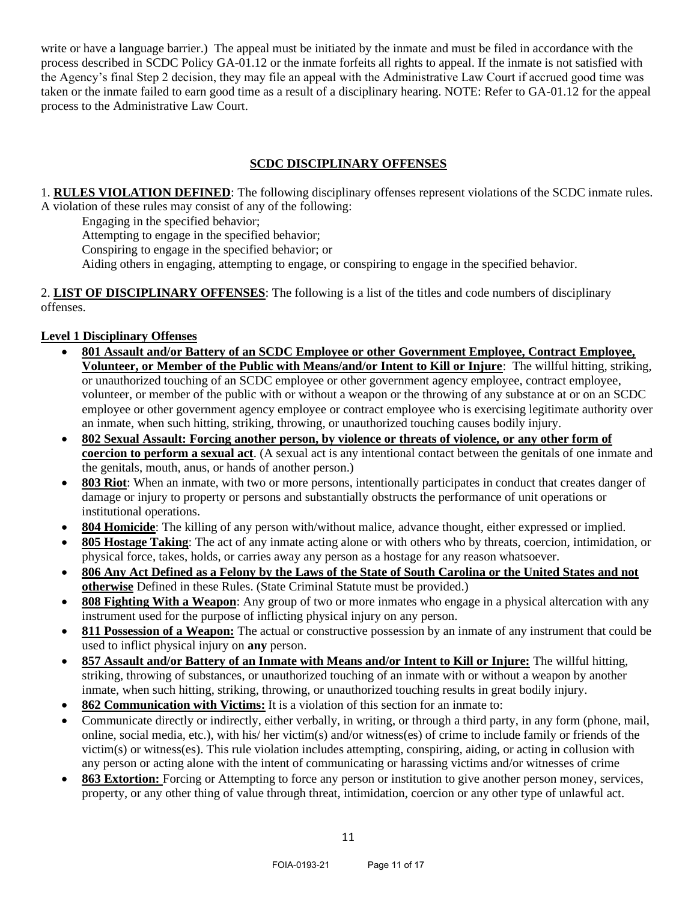write or have a language barrier.) The appeal must be initiated by the inmate and must be filed in accordance with the process described in SCDC Policy GA-01.12 or the inmate forfeits all rights to appeal. If the inmate is not satisfied with the Agency's final Step 2 decision, they may file an appeal with the Administrative Law Court if accrued good time was taken or the inmate failed to earn good time as a result of a disciplinary hearing. NOTE: Refer to GA-01.12 for the appeal process to the Administrative Law Court.

## SCDC DISCIPLINARY OFFENSES

1. **RULES VIOLATION DEFINED**: The following disciplinary offenses represent violations of the SCDC inmate rules. A violation of these rules may consist of any of the following:

   Engaging in the specified behavior;
   Attempting to engage in the specified behavior;
   Conspiring to engage in the specified behavior; or
   Aiding others in engaging, attempting to engage, or conspiring to engage in the specified behavior.

2. **LIST OF DISCIPLINARY OFFENSES**: The following is a list of the titles and code numbers of disciplinary offenses.

### Level 1 Disciplinary Offenses

- **801 Assault and/or Battery of an SCDC Employee or other Government Employee, Contract Employee, Volunteer, or Member of the Public with Means/and/or Intent to Kill or Injure**: The willful hitting, striking, or unauthorized touching of an SCDC employee or other government agency employee, contract employee, volunteer, or member of the public with or without a weapon or the throwing of any substance at or on an SCDC employee or other government agency employee or contract employee who is exercising legitimate authority over an inmate, when such hitting, striking, throwing, or unauthorized touching causes bodily injury.
- **802 Sexual Assault: Forcing another person, by violence or threats of violence, or any other form of coercion to perform a sexual act**. (A sexual act is any intentional contact between the genitals of one inmate and the genitals, mouth, anus, or hands of another person.)
- **803 Riot**: When an inmate, with two or more persons, intentionally participates in conduct that creates danger of damage or injury to property or persons and substantially obstructs the performance of unit operations or institutional operations.
- **804 Homicide**: The killing of any person with/without malice, advance thought, either expressed or implied.
- **805 Hostage Taking**: The act of any inmate acting alone or with others who by threats, coercion, intimidation, or physical force, takes, holds, or carries away any person as a hostage for any reason whatsoever.
- **806 Any Act Defined as a Felony by the Laws of the State of South Carolina or the United States and not otherwise** Defined in these Rules. (State Criminal Statute must be provided.)
- **808 Fighting With a Weapon**: Any group of two or more inmates who engage in a physical altercation with any instrument used for the purpose of inflicting physical injury on any person.
- **811 Possession of a Weapon:** The actual or constructive possession by an inmate of any instrument that could be used to inflict physical injury on **any** person.
- **857 Assault and/or Battery of an Inmate with Means and/or Intent to Kill or Injure:** The willful hitting, striking, throwing of substances, or unauthorized touching of an inmate with or without a weapon by another inmate, when such hitting, striking, throwing, or unauthorized touching results in great bodily injury.
- **862 Communication with Victims:** It is a violation of this section for an inmate to:
- Communicate directly or indirectly, either verbally, in writing, or through a third party, in any form (phone, mail, online, social media, etc.), with his/ her victim(s) and/or witness(es) of crime to include family or friends of the victim(s) or witness(es). This rule violation includes attempting, conspiring, aiding, or acting in collusion with any person or acting alone with the intent of communicating or harassing victims and/or witnesses of crime
- **863 Extortion:** Forcing or Attempting to force any person or institution to give another person money, services, property, or any other thing of value through threat, intimidation, coercion or any other type of unlawful act.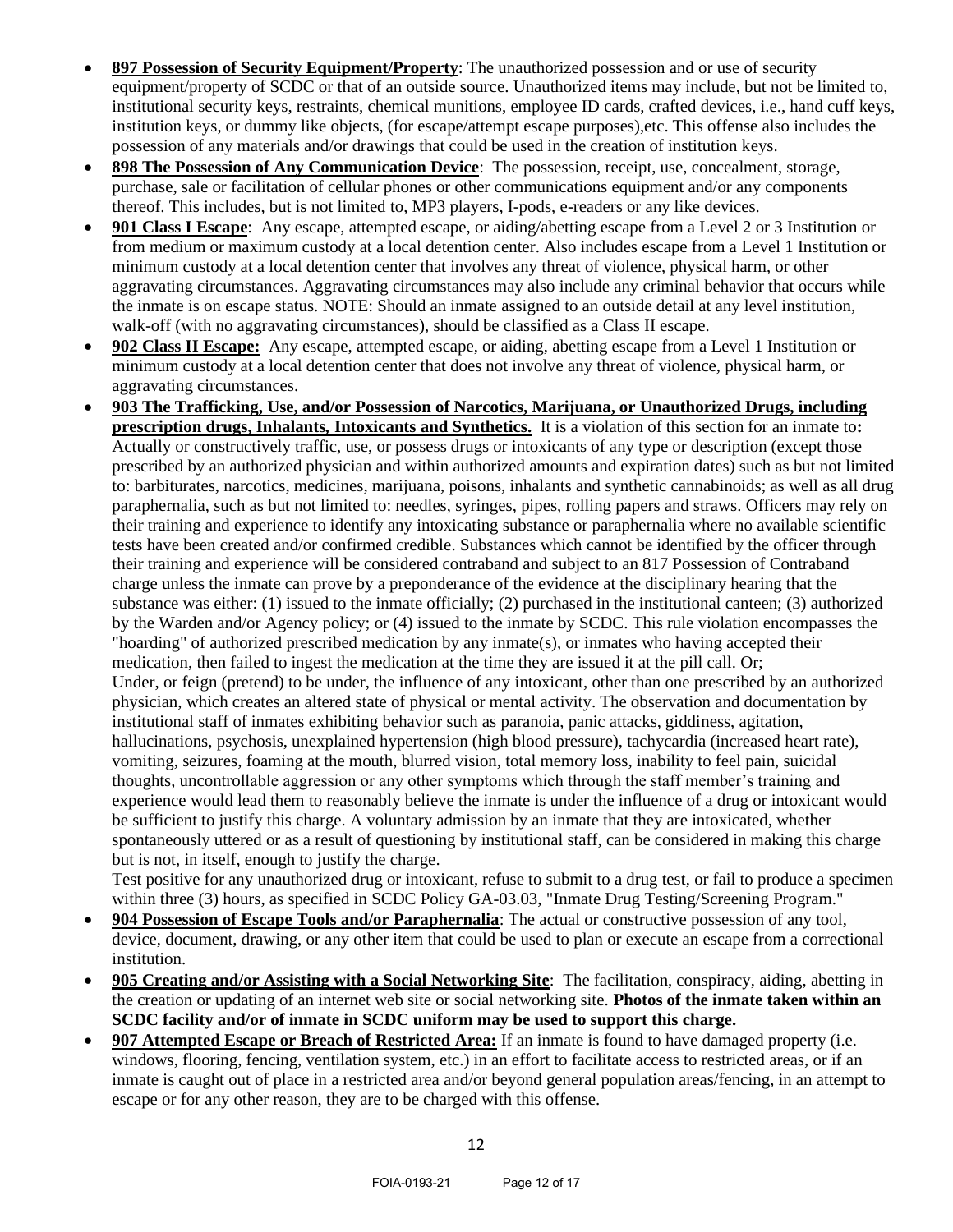- **897 Possession of Security Equipment/Property**: The unauthorized possession and or use of security equipment/property of SCDC or that of an outside source. Unauthorized items may include, but not be limited to, institutional security keys, restraints, chemical munitions, employee ID cards, crafted devices, i.e., hand cuff keys, institution keys, or dummy like objects, (for escape/attempt escape purposes),etc. This offense also includes the possession of any materials and/or drawings that could be used in the creation of institution keys.
- **898 The Possession of Any Communication Device**: The possession, receipt, use, concealment, storage, purchase, sale or facilitation of cellular phones or other communications equipment and/or any components thereof. This includes, but is not limited to, MP3 players, I-pods, e-readers or any like devices.
- **901 Class I Escape**: Any escape, attempted escape, or aiding/abetting escape from a Level 2 or 3 Institution or from medium or maximum custody at a local detention center. Also includes escape from a Level 1 Institution or minimum custody at a local detention center that involves any threat of violence, physical harm, or other aggravating circumstances. Aggravating circumstances may also include any criminal behavior that occurs while the inmate is on escape status. NOTE: Should an inmate assigned to an outside detail at any level institution, walk-off (with no aggravating circumstances), should be classified as a Class II escape.
- **902 Class II Escape:** Any escape, attempted escape, or aiding, abetting escape from a Level 1 Institution or minimum custody at a local detention center that does not involve any threat of violence, physical harm, or aggravating circumstances.
- **903 The Trafficking, Use, and/or Possession of Narcotics, Marijuana, or Unauthorized Drugs, including prescription drugs, Inhalants, Intoxicants and Synthetics.** It is a violation of this section for an inmate to**:**
  Actually or constructively traffic, use, or possess drugs or intoxicants of any type or description (except those prescribed by an authorized physician and within authorized amounts and expiration dates) such as but not limited to: barbiturates, narcotics, medicines, marijuana, poisons, inhalants and synthetic cannabinoids; as well as all drug paraphernalia, such as but not limited to: needles, syringes, pipes, rolling papers and straws. Officers may rely on their training and experience to identify any intoxicating substance or paraphernalia where no available scientific tests have been created and/or confirmed credible. Substances which cannot be identified by the officer through their training and experience will be considered contraband and subject to an 817 Possession of Contraband charge unless the inmate can prove by a preponderance of the evidence at the disciplinary hearing that the substance was either: (1) issued to the inmate officially; (2) purchased in the institutional canteen; (3) authorized by the Warden and/or Agency policy; or (4) issued to the inmate by SCDC. This rule violation encompasses the "hoarding" of authorized prescribed medication by any inmate(s), or inmates who having accepted their medication, then failed to ingest the medication at the time they are issued it at the pill call. Or;
  Under, or feign (pretend) to be under, the influence of any intoxicant, other than one prescribed by an authorized physician, which creates an altered state of physical or mental activity. The observation and documentation by institutional staff of inmates exhibiting behavior such as paranoia, panic attacks, giddiness, agitation, hallucinations, psychosis, unexplained hypertension (high blood pressure), tachycardia (increased heart rate), vomiting, seizures, foaming at the mouth, blurred vision, total memory loss, inability to feel pain, suicidal thoughts, uncontrollable aggression or any other symptoms which through the staff member's training and experience would lead them to reasonably believe the inmate is under the influence of a drug or intoxicant would be sufficient to justify this charge. A voluntary admission by an inmate that they are intoxicated, whether spontaneously uttered or as a result of questioning by institutional staff, can be considered in making this charge but is not, in itself, enough to justify the charge.
  Test positive for any unauthorized drug or intoxicant, refuse to submit to a drug test, or fail to produce a specimen within three (3) hours, as specified in SCDC Policy GA-03.03, "Inmate Drug Testing/Screening Program."
- **904 Possession of Escape Tools and/or Paraphernalia**: The actual or constructive possession of any tool, device, document, drawing, or any other item that could be used to plan or execute an escape from a correctional institution.
- **905 Creating and/or Assisting with a Social Networking Site**: The facilitation, conspiracy, aiding, abetting in the creation or updating of an internet web site or social networking site. **Photos of the inmate taken within an SCDC facility and/or of inmate in SCDC uniform may be used to support this charge.**
- **907 Attempted Escape or Breach of Restricted Area:** If an inmate is found to have damaged property (i.e. windows, flooring, fencing, ventilation system, etc.) in an effort to facilitate access to restricted areas, or if an inmate is caught out of place in a restricted area and/or beyond general population areas/fencing, in an attempt to escape or for any other reason, they are to be charged with this offense.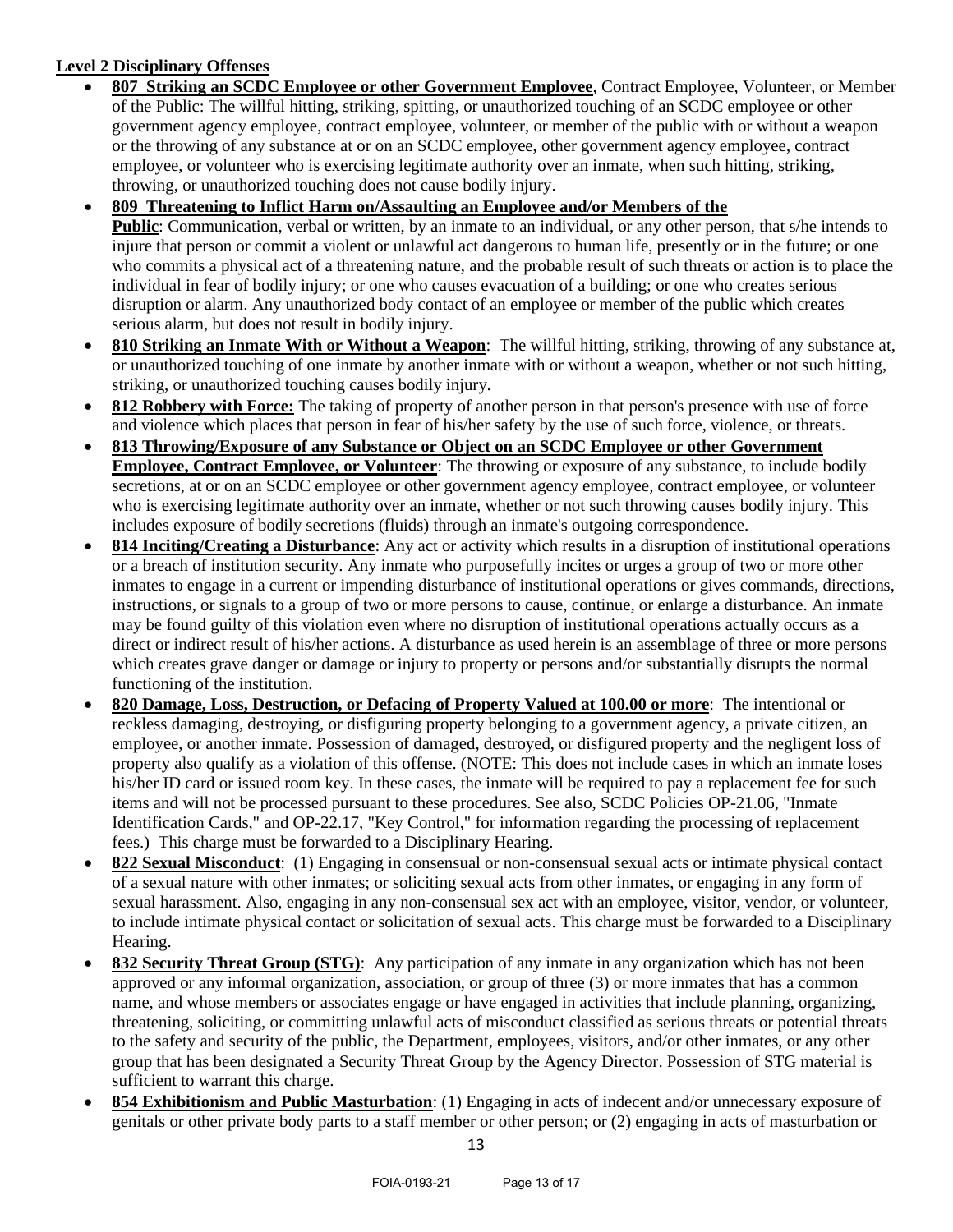**Level 2 Disciplinary Offenses**

- **807 Striking an SCDC Employee or other Government Employee**, Contract Employee, Volunteer, or Member of the Public: The willful hitting, striking, spitting, or unauthorized touching of an SCDC employee or other government agency employee, contract employee, volunteer, or member of the public with or without a weapon or the throwing of any substance at or on an SCDC employee, other government agency employee, contract employee, or volunteer who is exercising legitimate authority over an inmate, when such hitting, striking, throwing, or unauthorized touching does not cause bodily injury.
- **809 Threatening to Inflict Harm on/Assaulting an Employee and/or Members of the Public**: Communication, verbal or written, by an inmate to an individual, or any other person, that s/he intends to injure that person or commit a violent or unlawful act dangerous to human life, presently or in the future; or one who commits a physical act of a threatening nature, and the probable result of such threats or action is to place the individual in fear of bodily injury; or one who causes evacuation of a building; or one who creates serious disruption or alarm. Any unauthorized body contact of an employee or member of the public which creates serious alarm, but does not result in bodily injury.
- **810 Striking an Inmate With or Without a Weapon**: The willful hitting, striking, throwing of any substance at, or unauthorized touching of one inmate by another inmate with or without a weapon, whether or not such hitting, striking, or unauthorized touching causes bodily injury.
- **812 Robbery with Force:** The taking of property of another person in that person's presence with use of force and violence which places that person in fear of his/her safety by the use of such force, violence, or threats.
- **813 Throwing/Exposure of any Substance or Object on an SCDC Employee or other Government Employee, Contract Employee, or Volunteer**: The throwing or exposure of any substance, to include bodily secretions, at or on an SCDC employee or other government agency employee, contract employee, or volunteer who is exercising legitimate authority over an inmate, whether or not such throwing causes bodily injury. This includes exposure of bodily secretions (fluids) through an inmate's outgoing correspondence.
- **814 Inciting/Creating a Disturbance**: Any act or activity which results in a disruption of institutional operations or a breach of institution security. Any inmate who purposefully incites or urges a group of two or more other inmates to engage in a current or impending disturbance of institutional operations or gives commands, directions, instructions, or signals to a group of two or more persons to cause, continue, or enlarge a disturbance. An inmate may be found guilty of this violation even where no disruption of institutional operations actually occurs as a direct or indirect result of his/her actions. A disturbance as used herein is an assemblage of three or more persons which creates grave danger or damage or injury to property or persons and/or substantially disrupts the normal functioning of the institution.
- **820 Damage, Loss, Destruction, or Defacing of Property Valued at 100.00 or more**: The intentional or reckless damaging, destroying, or disfiguring property belonging to a government agency, a private citizen, an employee, or another inmate. Possession of damaged, destroyed, or disfigured property and the negligent loss of property also qualify as a violation of this offense. (NOTE: This does not include cases in which an inmate loses his/her ID card or issued room key. In these cases, the inmate will be required to pay a replacement fee for such items and will not be processed pursuant to these procedures. See also, SCDC Policies OP-21.06, "Inmate Identification Cards," and OP-22.17, "Key Control," for information regarding the processing of replacement fees.) This charge must be forwarded to a Disciplinary Hearing.
- **822 Sexual Misconduct**: (1) Engaging in consensual or non-consensual sexual acts or intimate physical contact of a sexual nature with other inmates; or soliciting sexual acts from other inmates, or engaging in any form of sexual harassment. Also, engaging in any non-consensual sex act with an employee, visitor, vendor, or volunteer, to include intimate physical contact or solicitation of sexual acts. This charge must be forwarded to a Disciplinary Hearing.
- **832 Security Threat Group (STG)**: Any participation of any inmate in any organization which has not been approved or any informal organization, association, or group of three (3) or more inmates that has a common name, and whose members or associates engage or have engaged in activities that include planning, organizing, threatening, soliciting, or committing unlawful acts of misconduct classified as serious threats or potential threats to the safety and security of the public, the Department, employees, visitors, and/or other inmates, or any other group that has been designated a Security Threat Group by the Agency Director. Possession of STG material is sufficient to warrant this charge.
- **854 Exhibitionism and Public Masturbation**: (1) Engaging in acts of indecent and/or unnecessary exposure of genitals or other private body parts to a staff member or other person; or (2) engaging in acts of masturbation or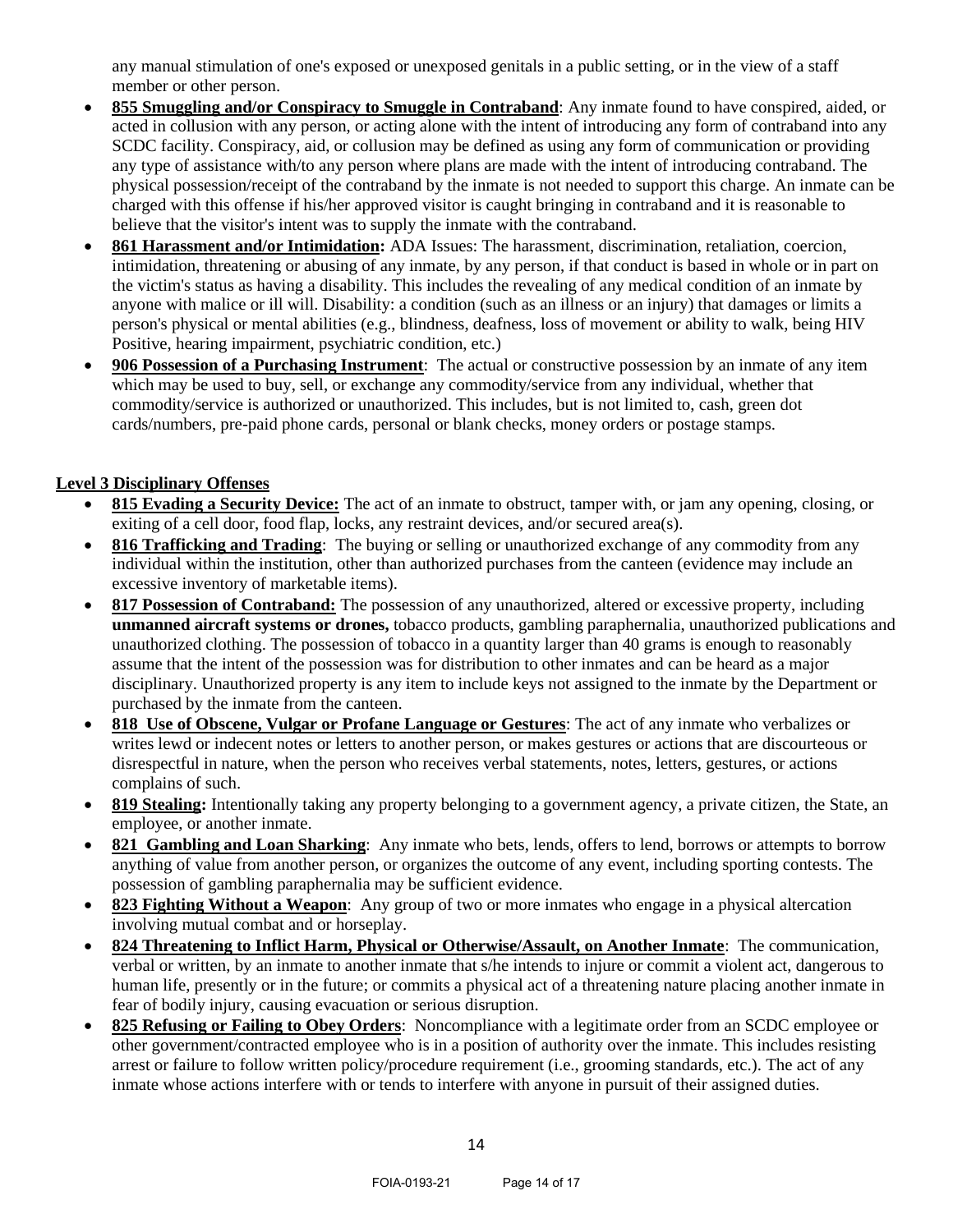any manual stimulation of one's exposed or unexposed genitals in a public setting, or in the view of a staff member or other person.

- **855 Smuggling and/or Conspiracy to Smuggle in Contraband**: Any inmate found to have conspired, aided, or acted in collusion with any person, or acting alone with the intent of introducing any form of contraband into any SCDC facility. Conspiracy, aid, or collusion may be defined as using any form of communication or providing any type of assistance with/to any person where plans are made with the intent of introducing contraband. The physical possession/receipt of the contraband by the inmate is not needed to support this charge. An inmate can be charged with this offense if his/her approved visitor is caught bringing in contraband and it is reasonable to believe that the visitor's intent was to supply the inmate with the contraband.
- **861 Harassment and/or Intimidation:** ADA Issues: The harassment, discrimination, retaliation, coercion, intimidation, threatening or abusing of any inmate, by any person, if that conduct is based in whole or in part on the victim's status as having a disability. This includes the revealing of any medical condition of an inmate by anyone with malice or ill will. Disability: a condition (such as an illness or an injury) that damages or limits a person's physical or mental abilities (e.g., blindness, deafness, loss of movement or ability to walk, being HIV Positive, hearing impairment, psychiatric condition, etc.)
- **906 Possession of a Purchasing Instrument**: The actual or constructive possession by an inmate of any item which may be used to buy, sell, or exchange any commodity/service from any individual, whether that commodity/service is authorized or unauthorized. This includes, but is not limited to, cash, green dot cards/numbers, pre-paid phone cards, personal or blank checks, money orders or postage stamps.

**Level 3 Disciplinary Offenses**

- **815 Evading a Security Device:** The act of an inmate to obstruct, tamper with, or jam any opening, closing, or exiting of a cell door, food flap, locks, any restraint devices, and/or secured area(s).
- **816 Trafficking and Trading**: The buying or selling or unauthorized exchange of any commodity from any individual within the institution, other than authorized purchases from the canteen (evidence may include an excessive inventory of marketable items).
- **817 Possession of Contraband:** The possession of any unauthorized, altered or excessive property, including **unmanned aircraft systems or drones,** tobacco products, gambling paraphernalia, unauthorized publications and unauthorized clothing. The possession of tobacco in a quantity larger than 40 grams is enough to reasonably assume that the intent of the possession was for distribution to other inmates and can be heard as a major disciplinary. Unauthorized property is any item to include keys not assigned to the inmate by the Department or purchased by the inmate from the canteen.
- **818 Use of Obscene, Vulgar or Profane Language or Gestures**: The act of any inmate who verbalizes or writes lewd or indecent notes or letters to another person, or makes gestures or actions that are discourteous or disrespectful in nature, when the person who receives verbal statements, notes, letters, gestures, or actions complains of such.
- **819 Stealing:** Intentionally taking any property belonging to a government agency, a private citizen, the State, an employee, or another inmate.
- **821 Gambling and Loan Sharking**: Any inmate who bets, lends, offers to lend, borrows or attempts to borrow anything of value from another person, or organizes the outcome of any event, including sporting contests. The possession of gambling paraphernalia may be sufficient evidence.
- **823 Fighting Without a Weapon**: Any group of two or more inmates who engage in a physical altercation involving mutual combat and or horseplay.
- **824 Threatening to Inflict Harm, Physical or Otherwise/Assault, on Another Inmate**: The communication, verbal or written, by an inmate to another inmate that s/he intends to injure or commit a violent act, dangerous to human life, presently or in the future; or commits a physical act of a threatening nature placing another inmate in fear of bodily injury, causing evacuation or serious disruption.
- **825 Refusing or Failing to Obey Orders**: Noncompliance with a legitimate order from an SCDC employee or other government/contracted employee who is in a position of authority over the inmate. This includes resisting arrest or failure to follow written policy/procedure requirement (i.e., grooming standards, etc.). The act of any inmate whose actions interfere with or tends to interfere with anyone in pursuit of their assigned duties.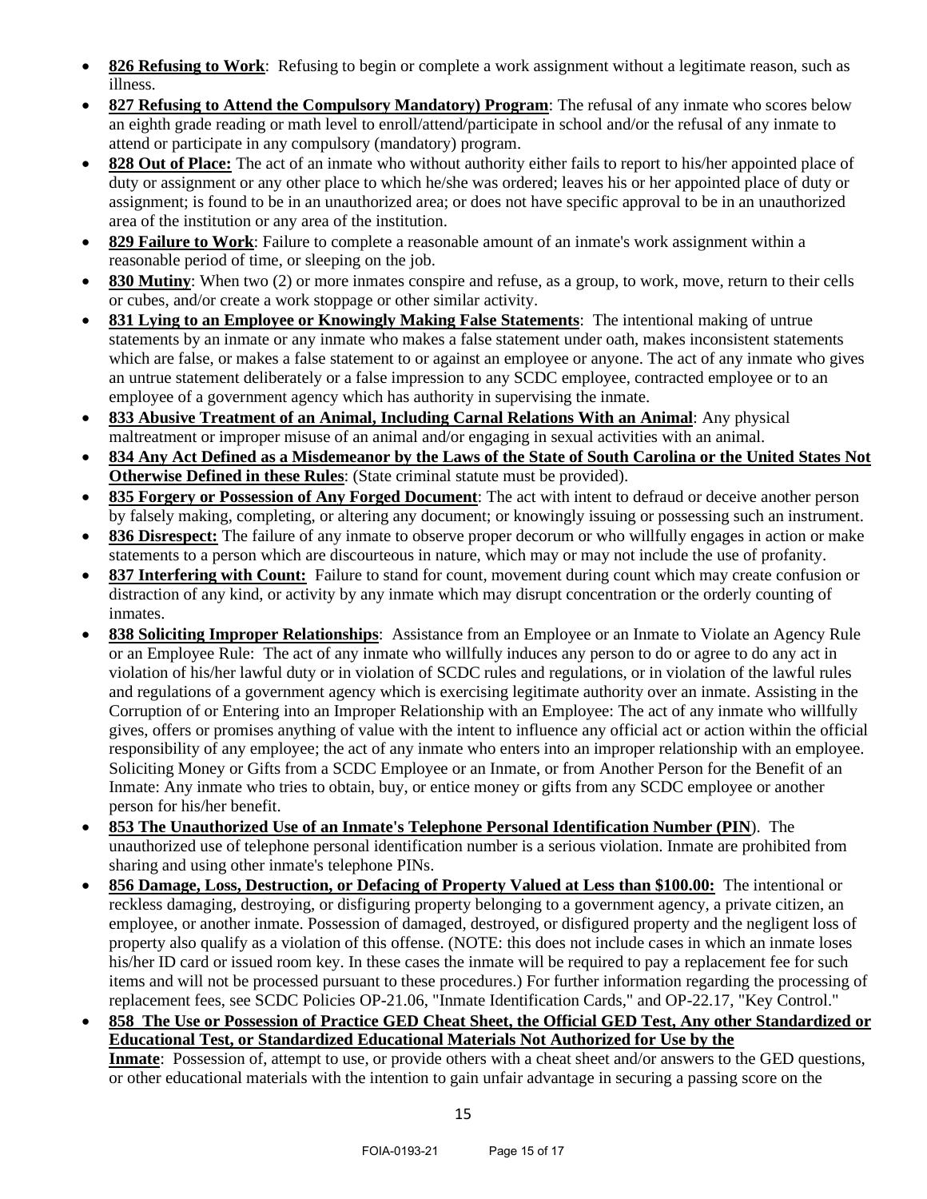- **826 Refusing to Work**: Refusing to begin or complete a work assignment without a legitimate reason, such as illness.
- **827 Refusing to Attend the Compulsory Mandatory) Program**: The refusal of any inmate who scores below an eighth grade reading or math level to enroll/attend/participate in school and/or the refusal of any inmate to attend or participate in any compulsory (mandatory) program.
- **828 Out of Place:** The act of an inmate who without authority either fails to report to his/her appointed place of duty or assignment or any other place to which he/she was ordered; leaves his or her appointed place of duty or assignment; is found to be in an unauthorized area; or does not have specific approval to be in an unauthorized area of the institution or any area of the institution.
- **829 Failure to Work**: Failure to complete a reasonable amount of an inmate's work assignment within a reasonable period of time, or sleeping on the job.
- **830 Mutiny**: When two (2) or more inmates conspire and refuse, as a group, to work, move, return to their cells or cubes, and/or create a work stoppage or other similar activity.
- **831 Lying to an Employee or Knowingly Making False Statements**: The intentional making of untrue statements by an inmate or any inmate who makes a false statement under oath, makes inconsistent statements which are false, or makes a false statement to or against an employee or anyone. The act of any inmate who gives an untrue statement deliberately or a false impression to any SCDC employee, contracted employee or to an employee of a government agency which has authority in supervising the inmate.
- **833 Abusive Treatment of an Animal, Including Carnal Relations With an Animal**: Any physical maltreatment or improper misuse of an animal and/or engaging in sexual activities with an animal.
- **834 Any Act Defined as a Misdemeanor by the Laws of the State of South Carolina or the United States Not Otherwise Defined in these Rules**: (State criminal statute must be provided).
- **835 Forgery or Possession of Any Forged Document**: The act with intent to defraud or deceive another person by falsely making, completing, or altering any document; or knowingly issuing or possessing such an instrument.
- **836 Disrespect:** The failure of any inmate to observe proper decorum or who willfully engages in action or make statements to a person which are discourteous in nature, which may or may not include the use of profanity.
- **837 Interfering with Count:** Failure to stand for count, movement during count which may create confusion or distraction of any kind, or activity by any inmate which may disrupt concentration or the orderly counting of inmates.
- **838 Soliciting Improper Relationships**: Assistance from an Employee or an Inmate to Violate an Agency Rule or an Employee Rule: The act of any inmate who willfully induces any person to do or agree to do any act in violation of his/her lawful duty or in violation of SCDC rules and regulations, or in violation of the lawful rules and regulations of a government agency which is exercising legitimate authority over an inmate. Assisting in the Corruption of or Entering into an Improper Relationship with an Employee: The act of any inmate who willfully gives, offers or promises anything of value with the intent to influence any official act or action within the official responsibility of any employee; the act of any inmate who enters into an improper relationship with an employee. Soliciting Money or Gifts from a SCDC Employee or an Inmate, or from Another Person for the Benefit of an Inmate: Any inmate who tries to obtain, buy, or entice money or gifts from any SCDC employee or another person for his/her benefit.
- **853 The Unauthorized Use of an Inmate's Telephone Personal Identification Number (PIN**). The unauthorized use of telephone personal identification number is a serious violation. Inmate are prohibited from sharing and using other inmate's telephone PINs.
- **856 Damage, Loss, Destruction, or Defacing of Property Valued at Less than $100.00:** The intentional or reckless damaging, destroying, or disfiguring property belonging to a government agency, a private citizen, an employee, or another inmate. Possession of damaged, destroyed, or disfigured property and the negligent loss of property also qualify as a violation of this offense. (NOTE: this does not include cases in which an inmate loses his/her ID card or issued room key. In these cases the inmate will be required to pay a replacement fee for such items and will not be processed pursuant to these procedures.) For further information regarding the processing of replacement fees, see SCDC Policies OP-21.06, "Inmate Identification Cards," and OP-22.17, "Key Control."
- **858 The Use or Possession of Practice GED Cheat Sheet, the Official GED Test, Any other Standardized or Educational Test, or Standardized Educational Materials Not Authorized for Use by the Inmate**: Possession of, attempt to use, or provide others with a cheat sheet and/or answers to the GED questions, or other educational materials with the intention to gain unfair advantage in securing a passing score on the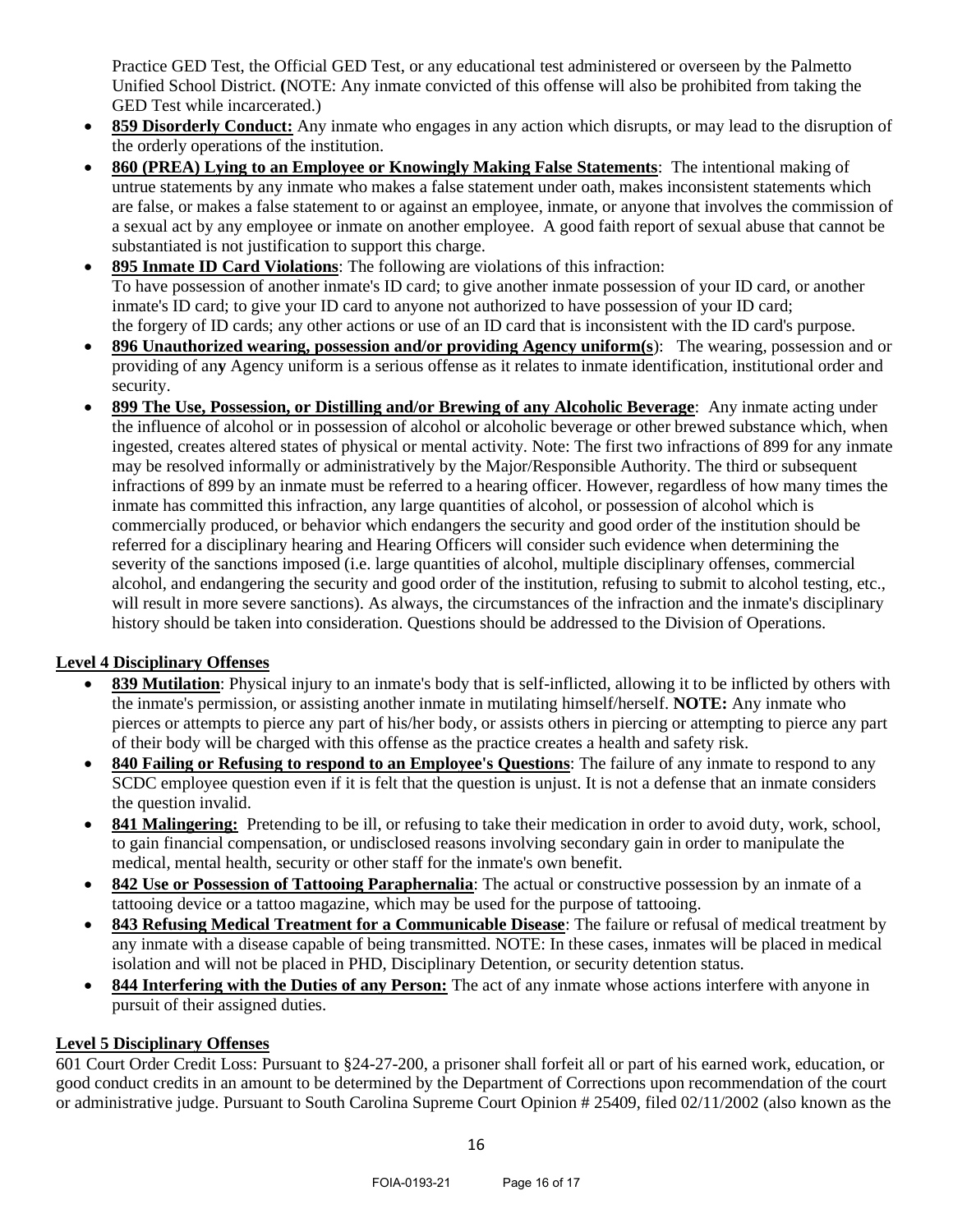Practice GED Test, the Official GED Test, or any educational test administered or overseen by the Palmetto Unified School District. (NOTE: Any inmate convicted of this offense will also be prohibited from taking the GED Test while incarcerated.)

- **859 Disorderly Conduct:** Any inmate who engages in any action which disrupts, or may lead to the disruption of the orderly operations of the institution.
- **860 (PREA) Lying to an Employee or Knowingly Making False Statements**: The intentional making of untrue statements by any inmate who makes a false statement under oath, makes inconsistent statements which are false, or makes a false statement to or against an employee, inmate, or anyone that involves the commission of a sexual act by any employee or inmate on another employee. A good faith report of sexual abuse that cannot be substantiated is not justification to support this charge.
- **895 Inmate ID Card Violations**: The following are violations of this infraction:
  To have possession of another inmate's ID card; to give another inmate possession of your ID card, or another inmate's ID card; to give your ID card to anyone not authorized to have possession of your ID card; the forgery of ID cards; any other actions or use of an ID card that is inconsistent with the ID card's purpose.
- **896 Unauthorized wearing, possession and/or providing Agency uniform(s)**: The wearing, possession and or providing of any Agency uniform is a serious offense as it relates to inmate identification, institutional order and security.
- **899 The Use, Possession, or Distilling and/or Brewing of any Alcoholic Beverage**: Any inmate acting under the influence of alcohol or in possession of alcohol or alcoholic beverage or other brewed substance which, when ingested, creates altered states of physical or mental activity. Note: The first two infractions of 899 for any inmate may be resolved informally or administratively by the Major/Responsible Authority. The third or subsequent infractions of 899 by an inmate must be referred to a hearing officer. However, regardless of how many times the inmate has committed this infraction, any large quantities of alcohol, or possession of alcohol which is commercially produced, or behavior which endangers the security and good order of the institution should be referred for a disciplinary hearing and Hearing Officers will consider such evidence when determining the severity of the sanctions imposed (i.e. large quantities of alcohol, multiple disciplinary offenses, commercial alcohol, and endangering the security and good order of the institution, refusing to submit to alcohol testing, etc., will result in more severe sanctions). As always, the circumstances of the infraction and the inmate's disciplinary history should be taken into consideration. Questions should be addressed to the Division of Operations.

**Level 4 Disciplinary Offenses**

- **839 Mutilation**: Physical injury to an inmate's body that is self-inflicted, allowing it to be inflicted by others with the inmate's permission, or assisting another inmate in mutilating himself/herself. **NOTE:** Any inmate who pierces or attempts to pierce any part of his/her body, or assists others in piercing or attempting to pierce any part of their body will be charged with this offense as the practice creates a health and safety risk.
- **840 Failing or Refusing to respond to an Employee's Questions**: The failure of any inmate to respond to any SCDC employee question even if it is felt that the question is unjust. It is not a defense that an inmate considers the question invalid.
- **841 Malingering:** Pretending to be ill, or refusing to take their medication in order to avoid duty, work, school, to gain financial compensation, or undisclosed reasons involving secondary gain in order to manipulate the medical, mental health, security or other staff for the inmate's own benefit.
- **842 Use or Possession of Tattooing Paraphernalia**: The actual or constructive possession by an inmate of a tattooing device or a tattoo magazine, which may be used for the purpose of tattooing.
- **843 Refusing Medical Treatment for a Communicable Disease**: The failure or refusal of medical treatment by any inmate with a disease capable of being transmitted. NOTE: In these cases, inmates will be placed in medical isolation and will not be placed in PHD, Disciplinary Detention, or security detention status.
- **844 Interfering with the Duties of any Person:** The act of any inmate whose actions interfere with anyone in pursuit of their assigned duties.

**Level 5 Disciplinary Offenses**

601 Court Order Credit Loss: Pursuant to §24-27-200, a prisoner shall forfeit all or part of his earned work, education, or good conduct credits in an amount to be determined by the Department of Corrections upon recommendation of the court or administrative judge. Pursuant to South Carolina Supreme Court Opinion # 25409, filed 02/11/2002 (also known as the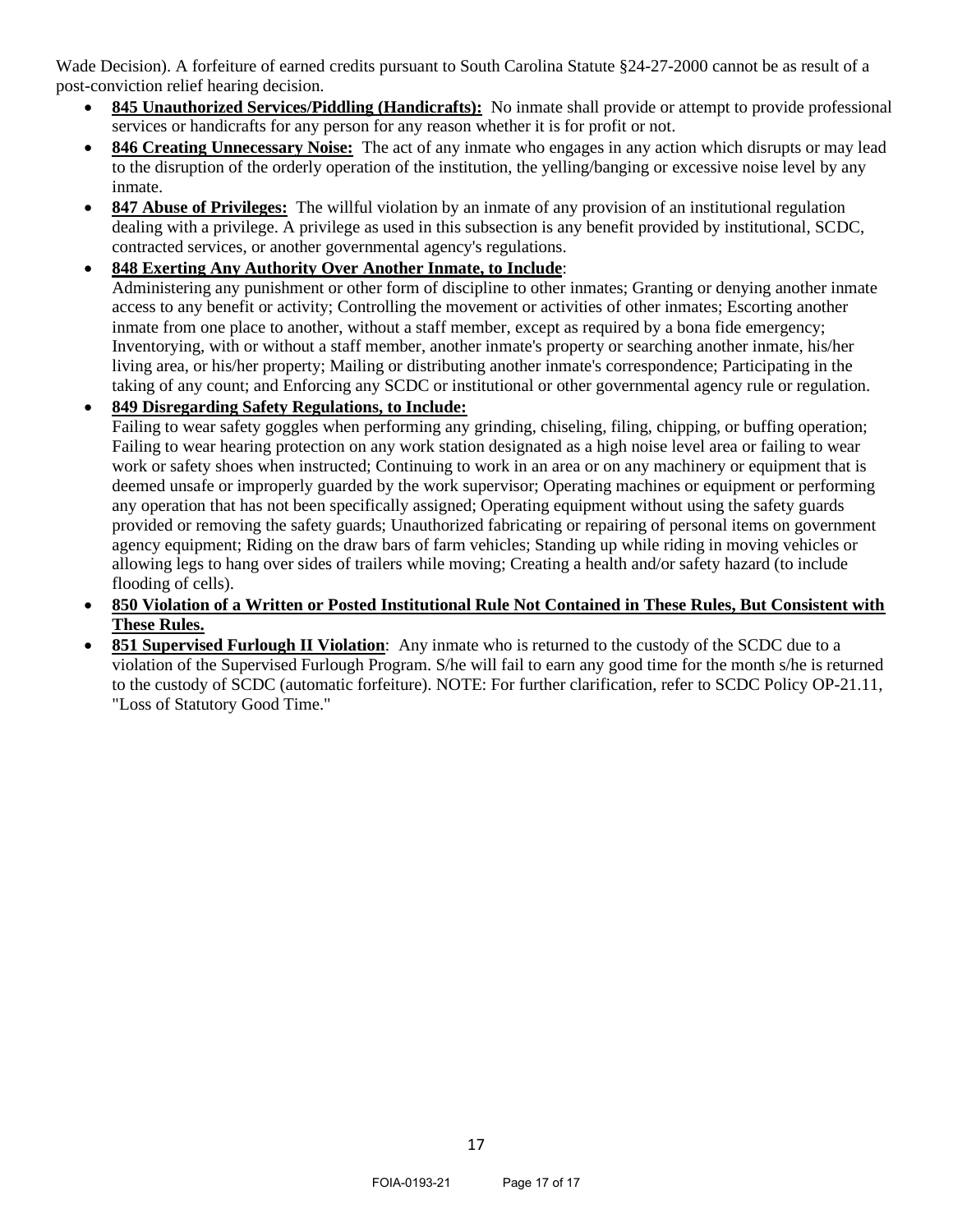Wade Decision). A forfeiture of earned credits pursuant to South Carolina Statute §24-27-2000 cannot be as result of a post-conviction relief hearing decision.

- **845 Unauthorized Services/Piddling (Handicrafts):** No inmate shall provide or attempt to provide professional services or handicrafts for any person for any reason whether it is for profit or not.
- **846 Creating Unnecessary Noise:** The act of any inmate who engages in any action which disrupts or may lead to the disruption of the orderly operation of the institution, the yelling/banging or excessive noise level by any inmate.
- **847 Abuse of Privileges:** The willful violation by an inmate of any provision of an institutional regulation dealing with a privilege. A privilege as used in this subsection is any benefit provided by institutional, SCDC, contracted services, or another governmental agency's regulations.
- **848 Exerting Any Authority Over Another Inmate, to Include**:
  Administering any punishment or other form of discipline to other inmates; Granting or denying another inmate access to any benefit or activity; Controlling the movement or activities of other inmates; Escorting another inmate from one place to another, without a staff member, except as required by a bona fide emergency; Inventorying, with or without a staff member, another inmate's property or searching another inmate, his/her living area, or his/her property; Mailing or distributing another inmate's correspondence; Participating in the taking of any count; and Enforcing any SCDC or institutional or other governmental agency rule or regulation.
- **849 Disregarding Safety Regulations, to Include:**
  Failing to wear safety goggles when performing any grinding, chiseling, filing, chipping, or buffing operation; Failing to wear hearing protection on any work station designated as a high noise level area or failing to wear work or safety shoes when instructed; Continuing to work in an area or on any machinery or equipment that is deemed unsafe or improperly guarded by the work supervisor; Operating machines or equipment or performing any operation that has not been specifically assigned; Operating equipment without using the safety guards provided or removing the safety guards; Unauthorized fabricating or repairing of personal items on government agency equipment; Riding on the draw bars of farm vehicles; Standing up while riding in moving vehicles or allowing legs to hang over sides of trailers while moving; Creating a health and/or safety hazard (to include flooding of cells).
- **850 Violation of a Written or Posted Institutional Rule Not Contained in These Rules, But Consistent with These Rules.**
- **851 Supervised Furlough II Violation**: Any inmate who is returned to the custody of the SCDC due to a violation of the Supervised Furlough Program. S/he will fail to earn any good time for the month s/he is returned to the custody of SCDC (automatic forfeiture). NOTE: For further clarification, refer to SCDC Policy OP-21.11, "Loss of Statutory Good Time."